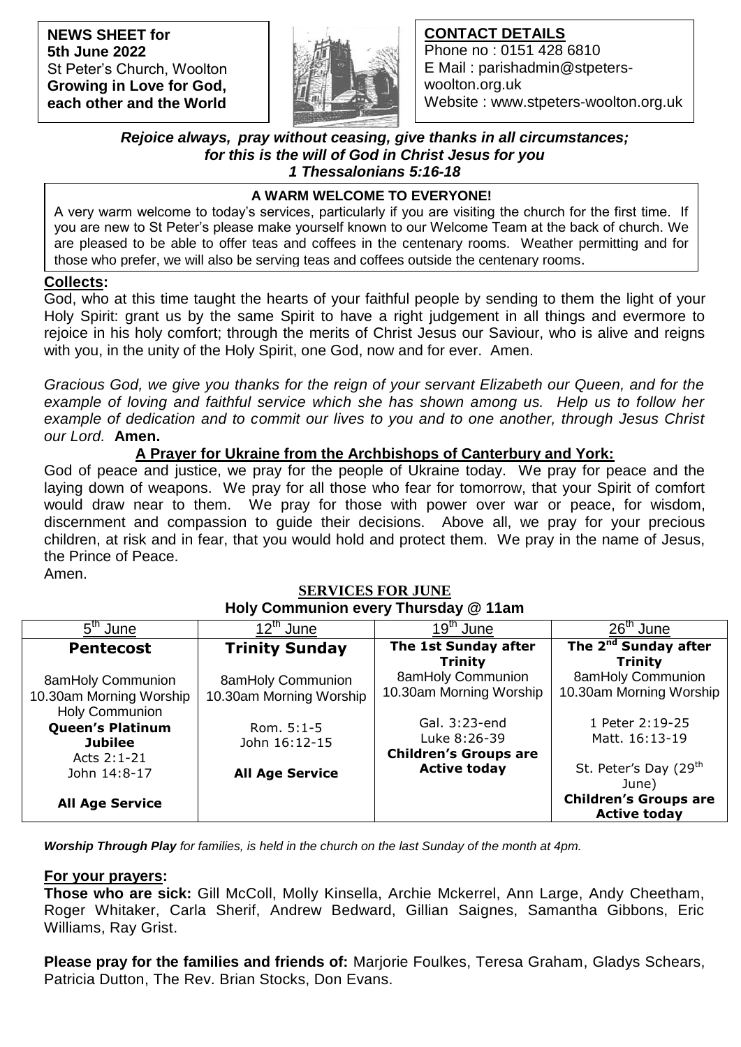**NEWS SHEET for 5th June 2022**
St Peter's Church, Woolton
**Growing in Love for God, each other and the World**

**CONTACT DETAILS**
Phone no : 0151 428 6810
E Mail : parishadmin@stpeters-woolton.org.uk
Website : www.stpeters-woolton.org.uk

***Rejoice always, pray without ceasing, give thanks in all circumstances; for this is the will of God in Christ Jesus for you***
***1 Thessalonians 5:16-18***

**A WARM WELCOME TO EVERYONE!**

A very warm welcome to today's services, particularly if you are visiting the church for the first time. If you are new to St Peter's please make yourself known to our Welcome Team at the back of church. We are pleased to be able to offer teas and coffees in the centenary rooms. Weather permitting and for those who prefer, we will also be serving teas and coffees outside the centenary rooms.

**Collects:**

God, who at this time taught the hearts of your faithful people by sending to them the light of your Holy Spirit: grant us by the same Spirit to have a right judgement in all things and evermore to rejoice in his holy comfort; through the merits of Christ Jesus our Saviour, who is alive and reigns with you, in the unity of the Holy Spirit, one God, now and for ever. Amen.

*Gracious God, we give you thanks for the reign of your servant Elizabeth our Queen, and for the example of loving and faithful service which she has shown among us. Help us to follow her example of dedication and to commit our lives to you and to one another, through Jesus Christ our Lord.* **Amen.**

**A Prayer for Ukraine from the Archbishops of Canterbury and York:**

God of peace and justice, we pray for the people of Ukraine today. We pray for peace and the laying down of weapons. We pray for all those who fear for tomorrow, that your Spirit of comfort would draw near to them. We pray for those with power over war or peace, for wisdom, discernment and compassion to guide their decisions. Above all, we pray for your precious children, at risk and in fear, that you would hold and protect them. We pray in the name of Jesus, the Prince of Peace.
Amen.

**SERVICES FOR JUNE**

**Holy Communion every Thursday @ 11am**

| 5th June | 12th June | 19th June | 26th June |
|---|---|---|---|
| **Pentecost**<br><br>8amHoly Communion<br>10.30am Morning Worship<br>Holy Communion<br>**Queen's Platinum Jubilee**<br>Acts 2:1-21<br>John 14:8-17<br><br>**All Age Service** | **Trinity Sunday**<br><br>8amHoly Communion<br>10.30am Morning Worship<br><br>Rom. 5:1-5<br>John 16:12-15<br><br>**All Age Service** | **The 1st Sunday after Trinity**<br>8amHoly Communion<br>10.30am Morning Worship<br><br>Gal. 3:23-end<br>Luke 8:26-39<br>**Children's Groups are Active today** | **The 2nd Sunday after Trinity**<br>8amHoly Communion<br>10.30am Morning Worship<br><br>1 Peter 2:19-25<br>Matt. 16:13-19<br><br>St. Peter's Day (29th June)<br>**Children's Groups are Active today** |

***Worship Through Play*** *for families, is held in the church on the last Sunday of the month at 4pm.*

**For your prayers:**

**Those who are sick:** Gill McColl, Molly Kinsella, Archie Mckerrel, Ann Large, Andy Cheetham, Roger Whitaker, Carla Sherif, Andrew Bedward, Gillian Saignes, Samantha Gibbons, Eric Williams, Ray Grist.

**Please pray for the families and friends of:** Marjorie Foulkes, Teresa Graham, Gladys Schears, Patricia Dutton, The Rev. Brian Stocks, Don Evans.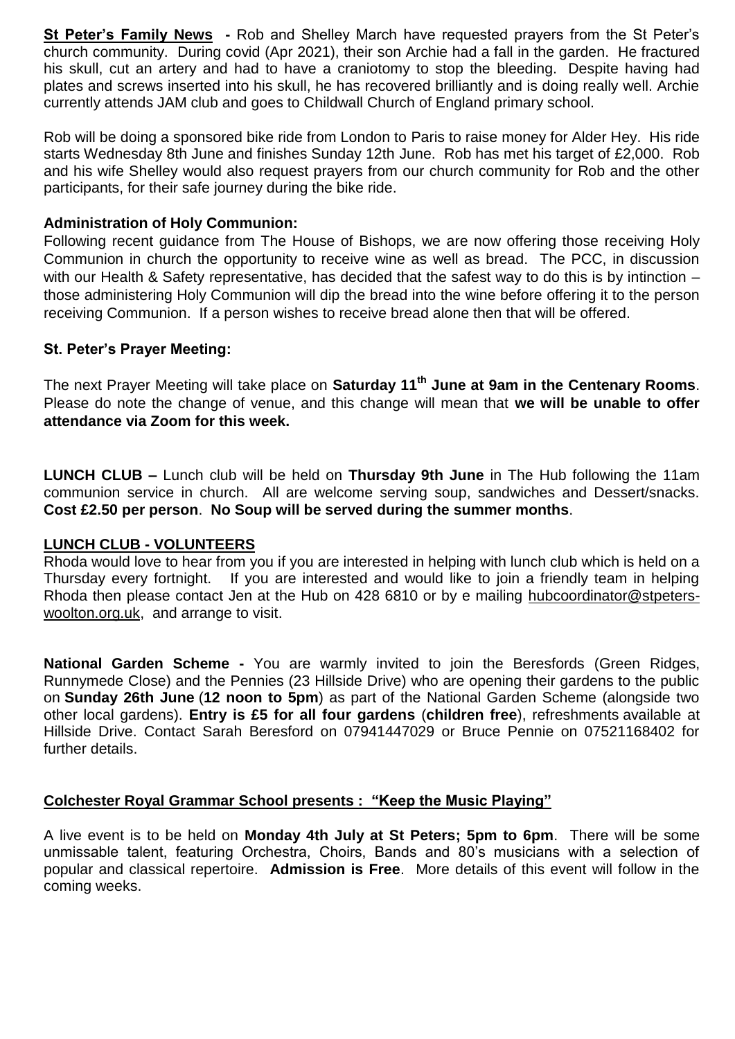**St Peter's Family News -** Rob and Shelley March have requested prayers from the St Peter's church community. During covid (Apr 2021), their son Archie had a fall in the garden. He fractured his skull, cut an artery and had to have a craniotomy to stop the bleeding. Despite having had plates and screws inserted into his skull, he has recovered brilliantly and is doing really well. Archie currently attends JAM club and goes to Childwall Church of England primary school.

Rob will be doing a sponsored bike ride from London to Paris to raise money for Alder Hey. His ride starts Wednesday 8th June and finishes Sunday 12th June. Rob has met his target of £2,000. Rob and his wife Shelley would also request prayers from our church community for Rob and the other participants, for their safe journey during the bike ride.

**Administration of Holy Communion:**

Following recent guidance from The House of Bishops, we are now offering those receiving Holy Communion in church the opportunity to receive wine as well as bread. The PCC, in discussion with our Health & Safety representative, has decided that the safest way to do this is by intinction – those administering Holy Communion will dip the bread into the wine before offering it to the person receiving Communion. If a person wishes to receive bread alone then that will be offered.

**St. Peter's Prayer Meeting:**

The next Prayer Meeting will take place on **Saturday 11th June at 9am in the Centenary Rooms**. Please do note the change of venue, and this change will mean that **we will be unable to offer attendance via Zoom for this week.**

**LUNCH CLUB –** Lunch club will be held on **Thursday 9th June** in The Hub following the 11am communion service in church. All are welcome serving soup, sandwiches and Dessert/snacks. **Cost £2.50 per person**. **No Soup will be served during the summer months**.

**LUNCH CLUB - VOLUNTEERS**

Rhoda would love to hear from you if you are interested in helping with lunch club which is held on a Thursday every fortnight. If you are interested and would like to join a friendly team in helping Rhoda then please contact Jen at the Hub on 428 6810 or by e mailing hubcoordinator@stpeters-woolton.org.uk, and arrange to visit.

**National Garden Scheme -** You are warmly invited to join the Beresfords (Green Ridges, Runnymede Close) and the Pennies (23 Hillside Drive) who are opening their gardens to the public on **Sunday 26th June** (**12 noon to 5pm**) as part of the National Garden Scheme (alongside two other local gardens). **Entry is £5 for all four gardens** (**children free**), refreshments available at Hillside Drive. Contact Sarah Beresford on 07941447029 or Bruce Pennie on 07521168402 for further details.

**Colchester Royal Grammar School presents : "Keep the Music Playing"**

A live event is to be held on **Monday 4th July at St Peters; 5pm to 6pm**. There will be some unmissable talent, featuring Orchestra, Choirs, Bands and 80's musicians with a selection of popular and classical repertoire. **Admission is Free**. More details of this event will follow in the coming weeks.